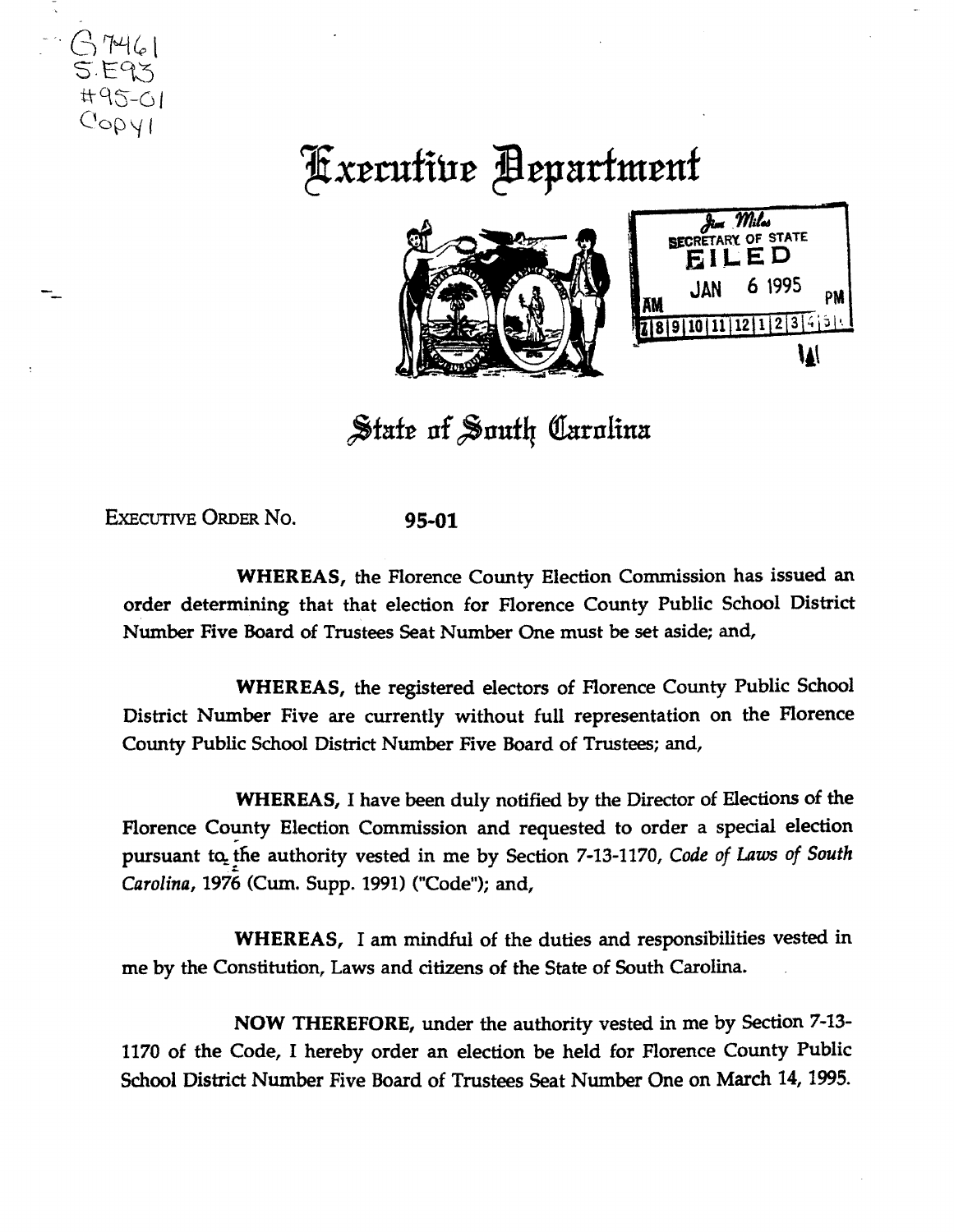G7461
S.E93
#95-01
Copy1

# Executive Department

SECRETARY OF STATE
FILED
JAN 6 1995

## State of South Carolina

EXECUTIVE ORDER NO. **95-01**

**WHEREAS,** the Florence County Election Commission has issued an order determining that that election for Florence County Public School District Number Five Board of Trustees Seat Number One must be set aside; and,

**WHEREAS,** the registered electors of Florence County Public School District Number Five are currently without full representation on the Florence County Public School District Number Five Board of Trustees; and,

**WHEREAS,** I have been duly notified by the Director of Elections of the Florence County Election Commission and requested to order a special election pursuant to the authority vested in me by Section 7-13-1170, *Code of Laws of South Carolina*, 1976 (Cum. Supp. 1991) ("Code"); and,

**WHEREAS,** I am mindful of the duties and responsibilities vested in me by the Constitution, Laws and citizens of the State of South Carolina.

**NOW THEREFORE,** under the authority vested in me by Section 7-13-1170 of the Code, I hereby order an election be held for Florence County Public School District Number Five Board of Trustees Seat Number One on March 14, 1995.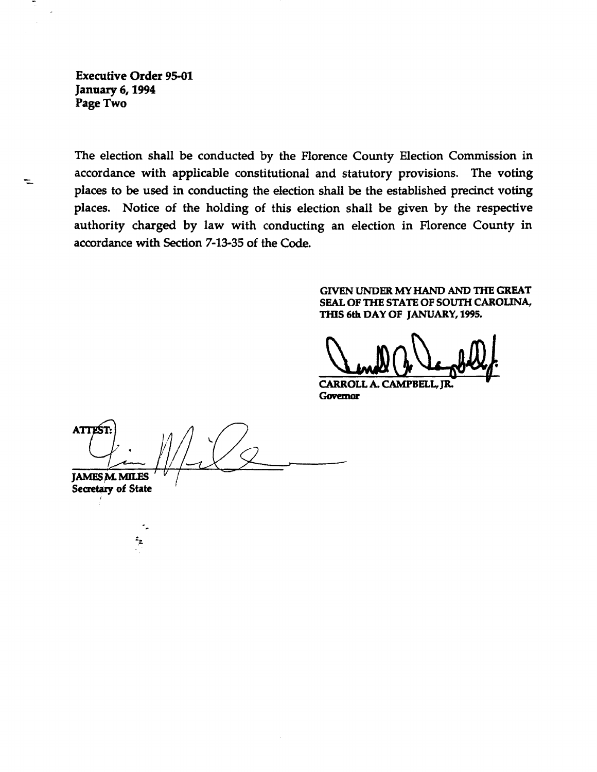**Executive Order 95-01**
**January 6, 1994**
**Page Two**

The election shall be conducted by the Florence County Election Commission in accordance with applicable constitutional and statutory provisions. The voting places to be used in conducting the election shall be the established precinct voting places. Notice of the holding of this election shall be given by the respective authority charged by law with conducting an election in Florence County in accordance with Section 7-13-35 of the Code.

**GIVEN UNDER MY HAND AND THE GREAT SEAL OF THE STATE OF SOUTH CAROLINA, THIS 6th DAY OF JANUARY, 1995.**

**CARROLL A. CAMPBELL, JR.**
**Governor**

**ATTEST:**

**JAMES M. MILES**
**Secretary of State**